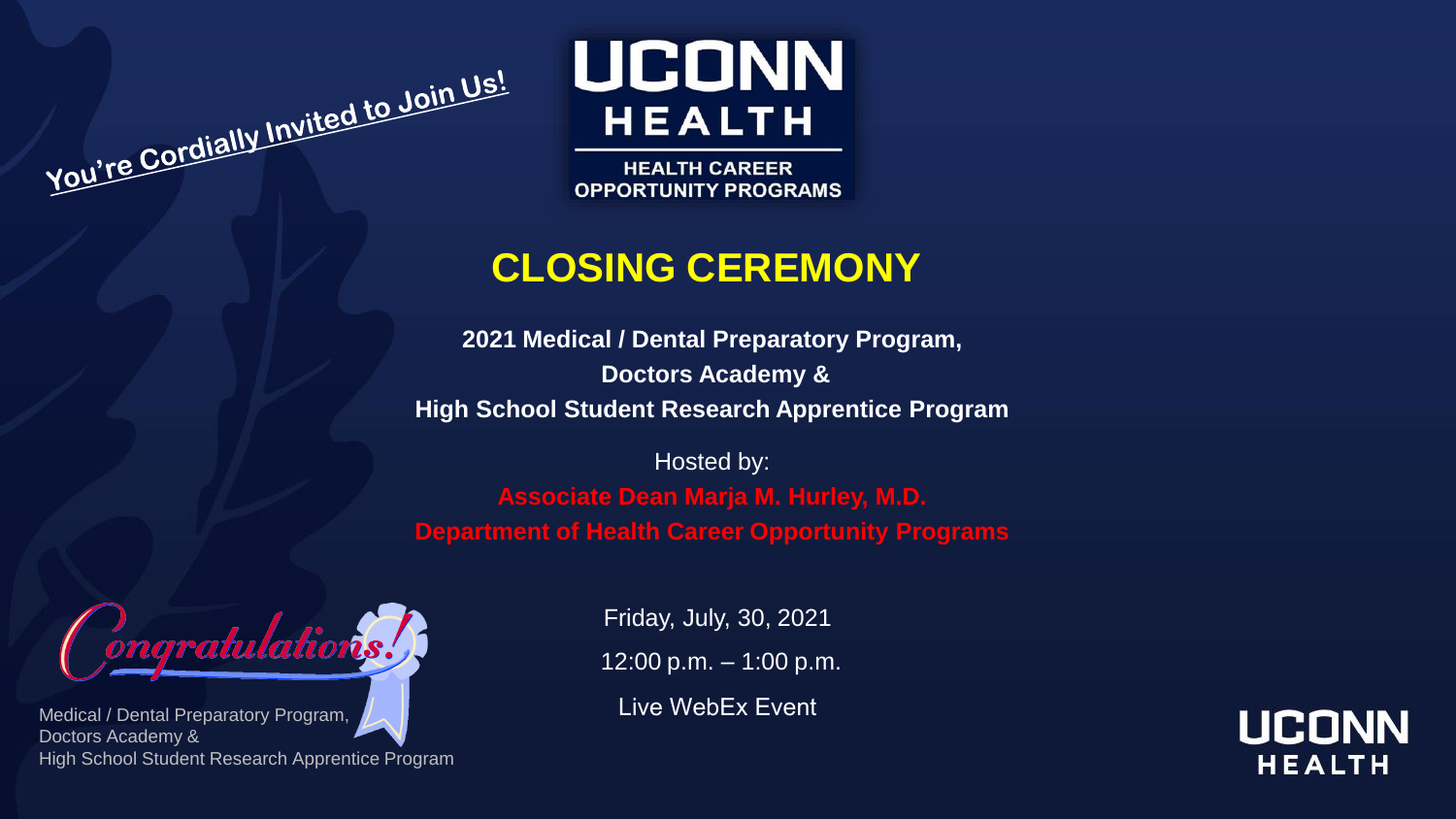You're Cordially Invited to Join Us!

UCONN HEALTH

HEALTH CAREER OPPORTUNITY PROGRAMS

# CLOSING CEREMONY

**2021 Medical / Dental Preparatory Program,**
**Doctors Academy &**
**High School Student Research Apprentice Program**

Hosted by:

**Associate Dean Marja M. Hurley, M.D.**
**Department of Health Career Opportunity Programs**

Congratulations!

Medical / Dental Preparatory Program,
Doctors Academy &
High School Student Research Apprentice Program

Friday, July, 30, 2021

12:00 p.m. – 1:00 p.m.

Live WebEx Event

UCONN HEALTH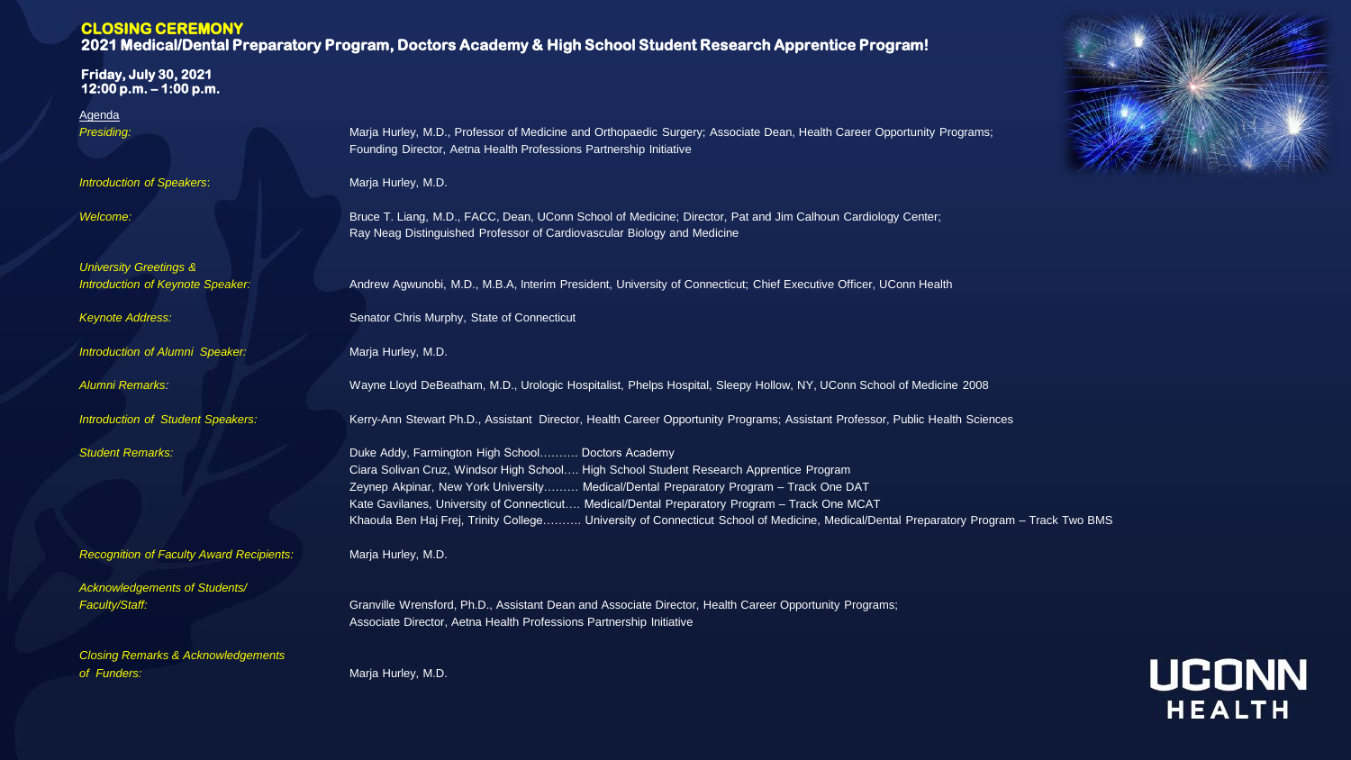# CLOSING CEREMONY

## 2021 Medical/Dental Preparatory Program, Doctors Academy & High School Student Research Apprentice Program!

**Friday, July 30, 2021**
**12:00 p.m. – 1:00 p.m.**

Agenda

| | |
|---|---|
| *Presiding:* | Marja Hurley, M.D., Professor of Medicine and Orthopaedic Surgery; Associate Dean, Health Career Opportunity Programs; Founding Director, Aetna Health Professions Partnership Initiative |
| *Introduction of Speakers:* | Marja Hurley, M.D. |
| *Welcome:* | Bruce T. Liang, M.D., FACC, Dean, UConn School of Medicine; Director, Pat and Jim Calhoun Cardiology Center; Ray Neag Distinguished Professor of Cardiovascular Biology and Medicine |
| *University Greetings & Introduction of Keynote Speaker:* | Andrew Agwunobi, M.D., M.B.A, Interim President, University of Connecticut; Chief Executive Officer, UConn Health |
| *Keynote Address:* | Senator Chris Murphy, State of Connecticut |
| *Introduction of Alumni Speaker:* | Marja Hurley, M.D. |
| *Alumni Remarks:* | Wayne Lloyd DeBeatham, M.D., Urologic Hospitalist, Phelps Hospital, Sleepy Hollow, NY, UConn School of Medicine 2008 |
| *Introduction of Student Speakers:* | Kerry-Ann Stewart Ph.D., Assistant Director, Health Career Opportunity Programs; Assistant Professor, Public Health Sciences |
| *Student Remarks:* | Duke Addy, Farmington High School………. Doctors Academy<br>Ciara Solivan Cruz, Windsor High School…. High School Student Research Apprentice Program<br>Zeynep Akpinar, New York University……… Medical/Dental Preparatory Program – Track One DAT<br>Kate Gavilanes, University of Connecticut…. Medical/Dental Preparatory Program – Track One MCAT<br>Khaoula Ben Haj Frej, Trinity College………. University of Connecticut School of Medicine, Medical/Dental Preparatory Program – Track Two BMS |
| *Recognition of Faculty Award Recipients:* | Marja Hurley, M.D. |
| *Acknowledgements of Students/ Faculty/Staff:* | Granville Wrensford, Ph.D., Assistant Dean and Associate Director, Health Career Opportunity Programs; Associate Director, Aetna Health Professions Partnership Initiative |
| *Closing Remarks & Acknowledgements of Funders:* | Marja Hurley, M.D. |

UCONN HEALTH